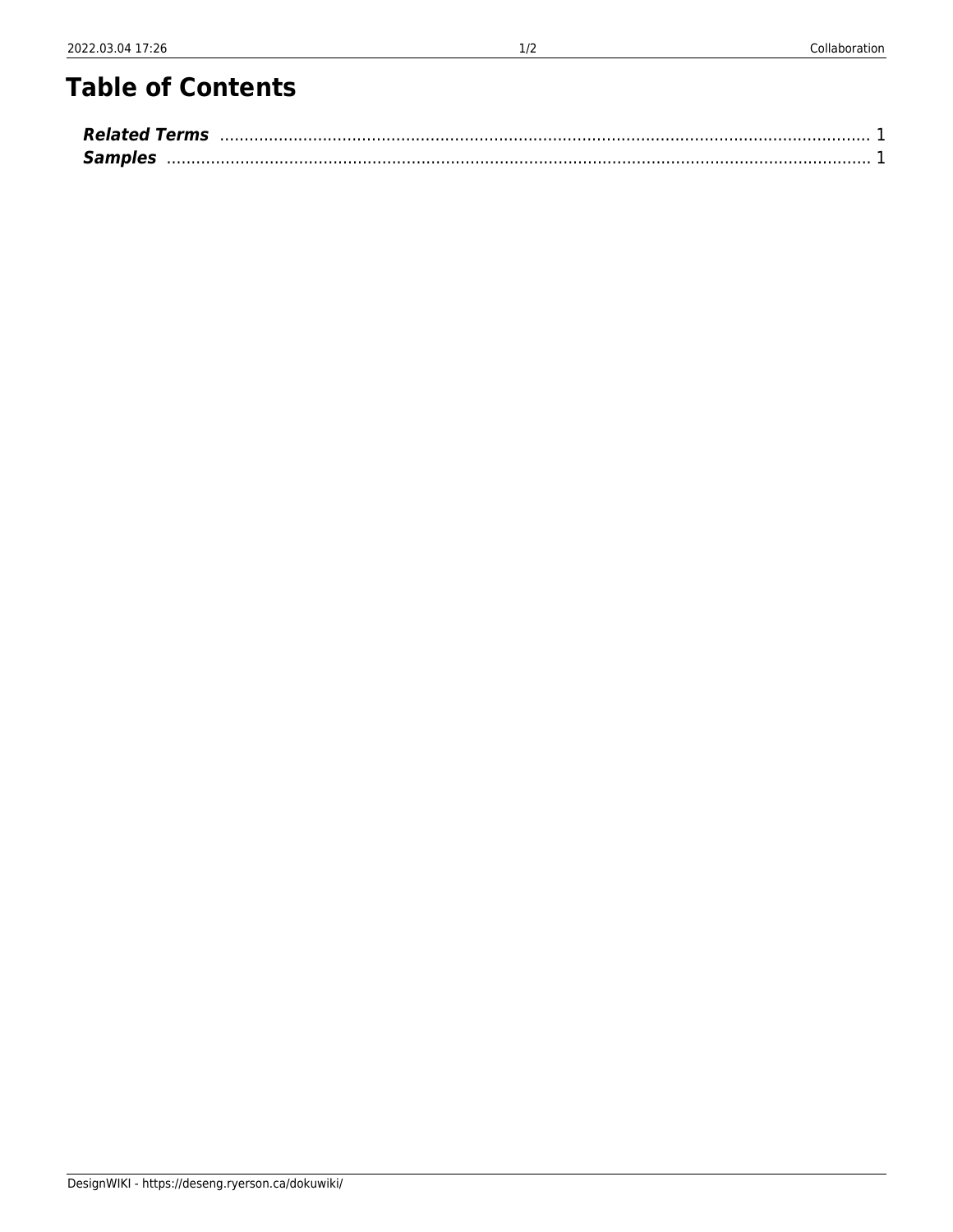# Table of Contents

***Related Terms*** ........................................................................................................................ 1
***Samples*** .................................................................................................................................. 1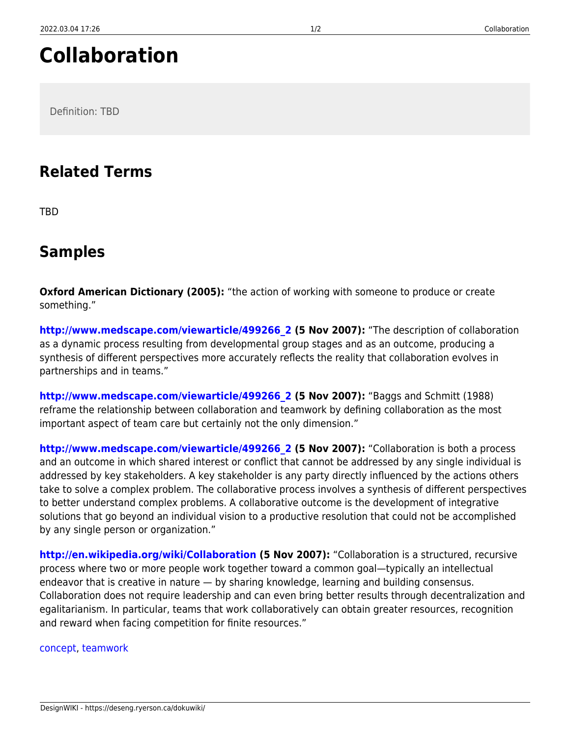# Collaboration

Definition: TBD

## Related Terms

TBD

## Samples

**Oxford American Dictionary (2005):** "the action of working with someone to produce or create something."

**http://www.medscape.com/viewarticle/499266_2 (5 Nov 2007):** "The description of collaboration as a dynamic process resulting from developmental group stages and as an outcome, producing a synthesis of different perspectives more accurately reflects the reality that collaboration evolves in partnerships and in teams."

**http://www.medscape.com/viewarticle/499266_2 (5 Nov 2007):** "Baggs and Schmitt (1988) reframe the relationship between collaboration and teamwork by defining collaboration as the most important aspect of team care but certainly not the only dimension."

**http://www.medscape.com/viewarticle/499266_2 (5 Nov 2007):** "Collaboration is both a process and an outcome in which shared interest or conflict that cannot be addressed by any single individual is addressed by key stakeholders. A key stakeholder is any party directly influenced by the actions others take to solve a complex problem. The collaborative process involves a synthesis of different perspectives to better understand complex problems. A collaborative outcome is the development of integrative solutions that go beyond an individual vision to a productive resolution that could not be accomplished by any single person or organization."

**http://en.wikipedia.org/wiki/Collaboration (5 Nov 2007):** "Collaboration is a structured, recursive process where two or more people work together toward a common goal—typically an intellectual endeavor that is creative in nature — by sharing knowledge, learning and building consensus. Collaboration does not require leadership and can even bring better results through decentralization and egalitarianism. In particular, teams that work collaboratively can obtain greater resources, recognition and reward when facing competition for finite resources."

concept, teamwork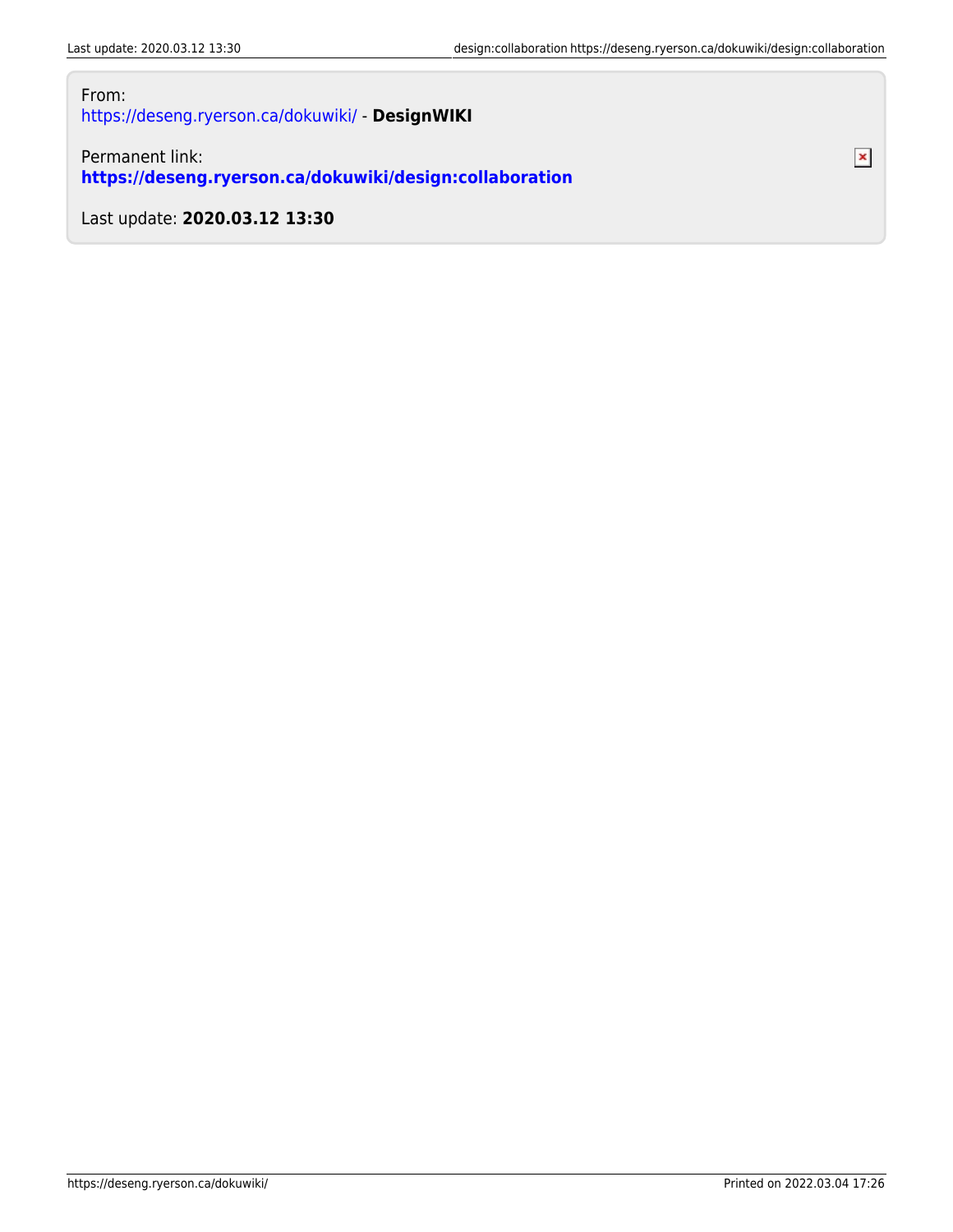From:
https://deseng.ryerson.ca/dokuwiki/ - **DesignWIKI**

Permanent link:
**https://deseng.ryerson.ca/dokuwiki/design:collaboration**

Last update: **2020.03.12 13:30**